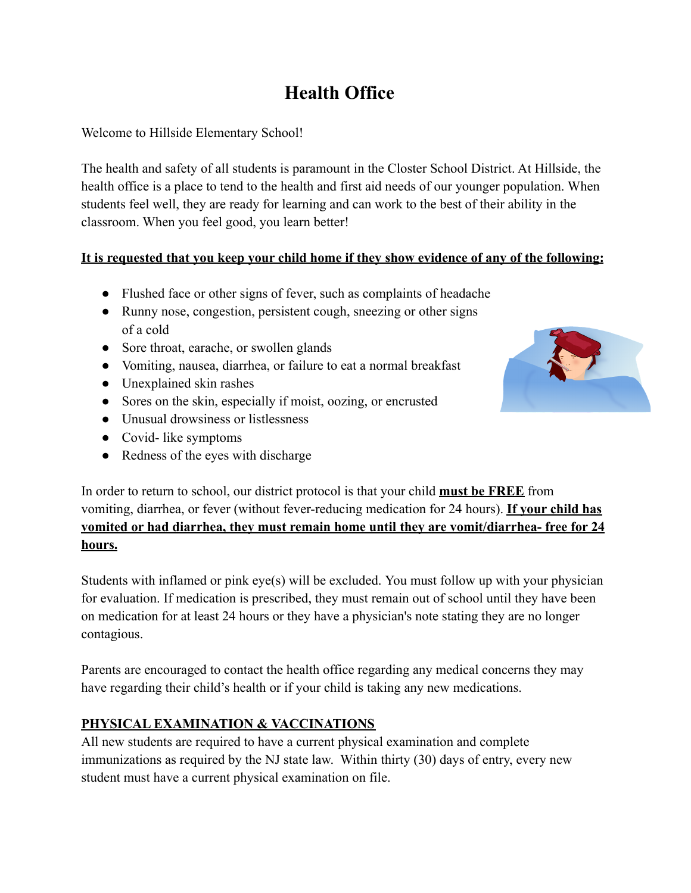# Health Office

Welcome to Hillside Elementary School!

The health and safety of all students is paramount in the Closter School District. At Hillside, the health office is a place to tend to the health and first aid needs of our younger population. When students feel well, they are ready for learning and can work to the best of their ability in the classroom. When you feel good, you learn better!

**It is requested that you keep your child home if they show evidence of any of the following:**

- Flushed face or other signs of fever, such as complaints of headache
- Runny nose, congestion, persistent cough, sneezing or other signs of a cold
- Sore throat, earache, or swollen glands
- Vomiting, nausea, diarrhea, or failure to eat a normal breakfast
- Unexplained skin rashes
- Sores on the skin, especially if moist, oozing, or encrusted
- Unusual drowsiness or listlessness
- Covid- like symptoms
- Redness of the eyes with discharge

In order to return to school, our district protocol is that your child **must be FREE** from vomiting, diarrhea, or fever (without fever-reducing medication for 24 hours). **If your child has vomited or had diarrhea, they must remain home until they are vomit/diarrhea- free for 24 hours.**

Students with inflamed or pink eye(s) will be excluded. You must follow up with your physician for evaluation. If medication is prescribed, they must remain out of school until they have been on medication for at least 24 hours or they have a physician's note stating they are no longer contagious.

Parents are encouraged to contact the health office regarding any medical concerns they may have regarding their child's health or if your child is taking any new medications.

**PHYSICAL EXAMINATION & VACCINATIONS**

All new students are required to have a current physical examination and complete immunizations as required by the NJ state law. Within thirty (30) days of entry, every new student must have a current physical examination on file.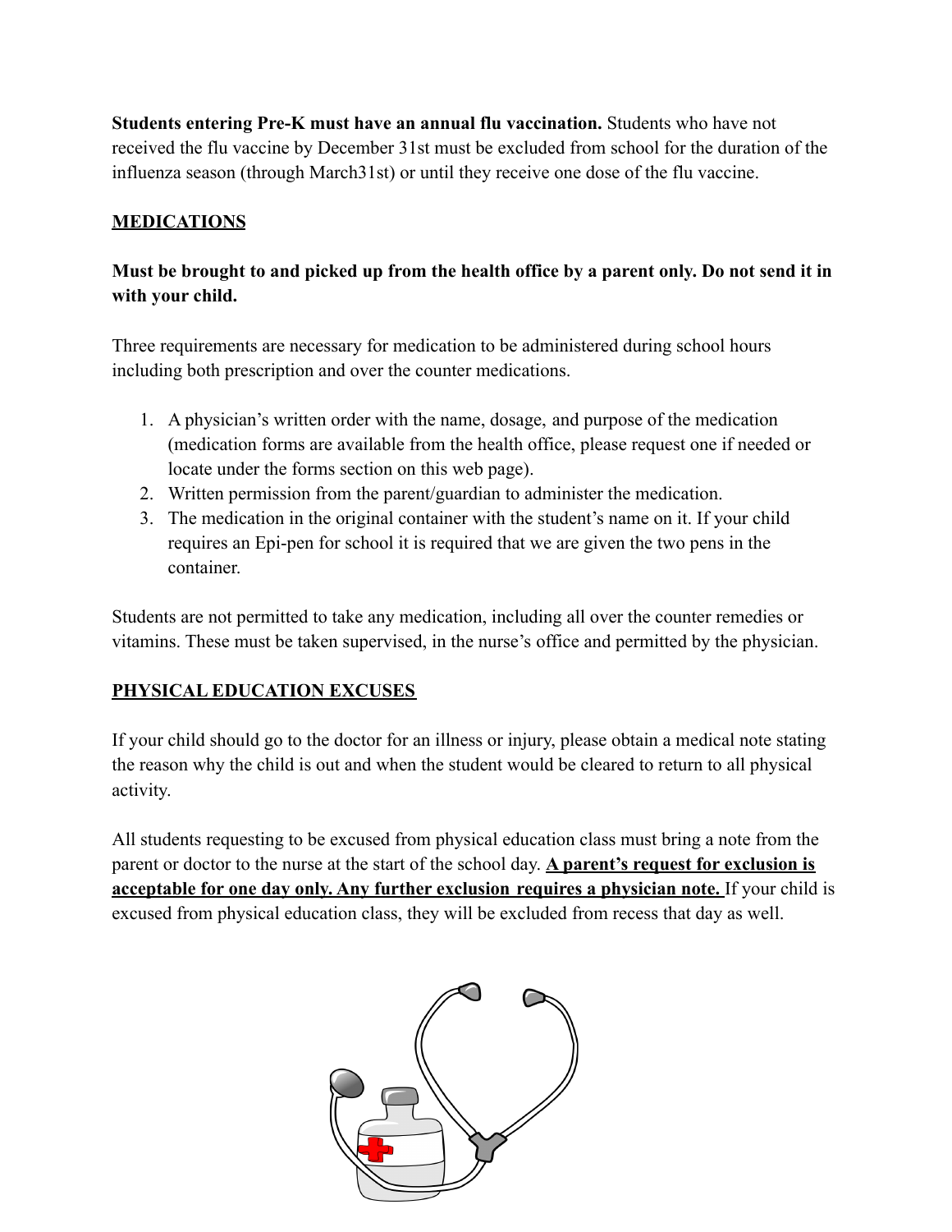**Students entering Pre-K must have an annual flu vaccination.** Students who have not received the flu vaccine by December 31st must be excluded from school for the duration of the influenza season (through March31st) or until they receive one dose of the flu vaccine.

## MEDICATIONS

**Must be brought to and picked up from the health office by a parent only. Do not send it in with your child.**

Three requirements are necessary for medication to be administered during school hours including both prescription and over the counter medications.

1. A physician's written order with the name, dosage, and purpose of the medication (medication forms are available from the health office, please request one if needed or locate under the forms section on this web page).
2. Written permission from the parent/guardian to administer the medication.
3. The medication in the original container with the student's name on it. If your child requires an Epi-pen for school it is required that we are given the two pens in the container.

Students are not permitted to take any medication, including all over the counter remedies or vitamins. These must be taken supervised, in the nurse's office and permitted by the physician.

## PHYSICAL EDUCATION EXCUSES

If your child should go to the doctor for an illness or injury, please obtain a medical note stating the reason why the child is out and when the student would be cleared to return to all physical activity.

All students requesting to be excused from physical education class must bring a note from the parent or doctor to the nurse at the start of the school day. **A parent's request for exclusion is acceptable for one day only. Any further exclusion requires a physician note.** If your child is excused from physical education class, they will be excluded from recess that day as well.